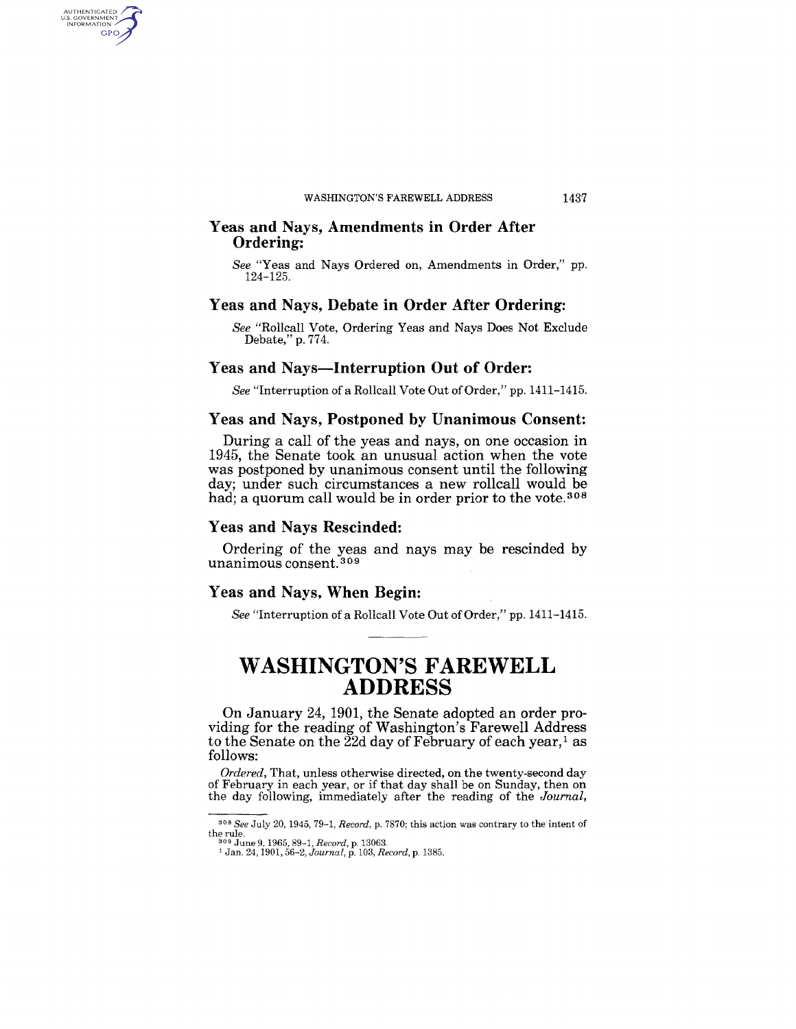## Yeas and Nays, Amendments in Order After Ordering:

*See* "Yeas and Nays Ordered on, Amendments in Order," pp. 124–125.

## Yeas and Nays, Debate in Order After Ordering:

*See* "Rollcall Vote, Ordering Yeas and Nays Does Not Exclude Debate," p. 774.

## Yeas and Nays—Interruption Out of Order:

*See* "Interruption of a Rollcall Vote Out of Order," pp. 1411–1415.

## Yeas and Nays, Postponed by Unanimous Consent:

During a call of the yeas and nays, on one occasion in 1945, the Senate took an unusual action when the vote was postponed by unanimous consent until the following day; under such circumstances a new rollcall would be had; a quorum call would be in order prior to the vote.[308]

## Yeas and Nays Rescinded:

Ordering of the yeas and nays may be rescinded by unanimous consent.[309]

## Yeas and Nays, When Begin:

*See* "Interruption of a Rollcall Vote Out of Order," pp. 1411–1415.

# WASHINGTON'S FAREWELL ADDRESS

On January 24, 1901, the Senate adopted an order providing for the reading of Washington's Farewell Address to the Senate on the 22d day of February of each year,[1] as follows:

*Ordered*, That, unless otherwise directed, on the twenty-second day of February in each year, or if that day shall be on Sunday, then on the day following, immediately after the reading of the *Journal*,

---

[308] *See* July 20, 1945, 79–1, *Record*, p. 7870; this action was contrary to the intent of the rule.

[309] June 9, 1965, 89–1, *Record*, p. 13063.

[1] Jan. 24, 1901, 56–2, *Journal*, p. 103, *Record*, p. 1385.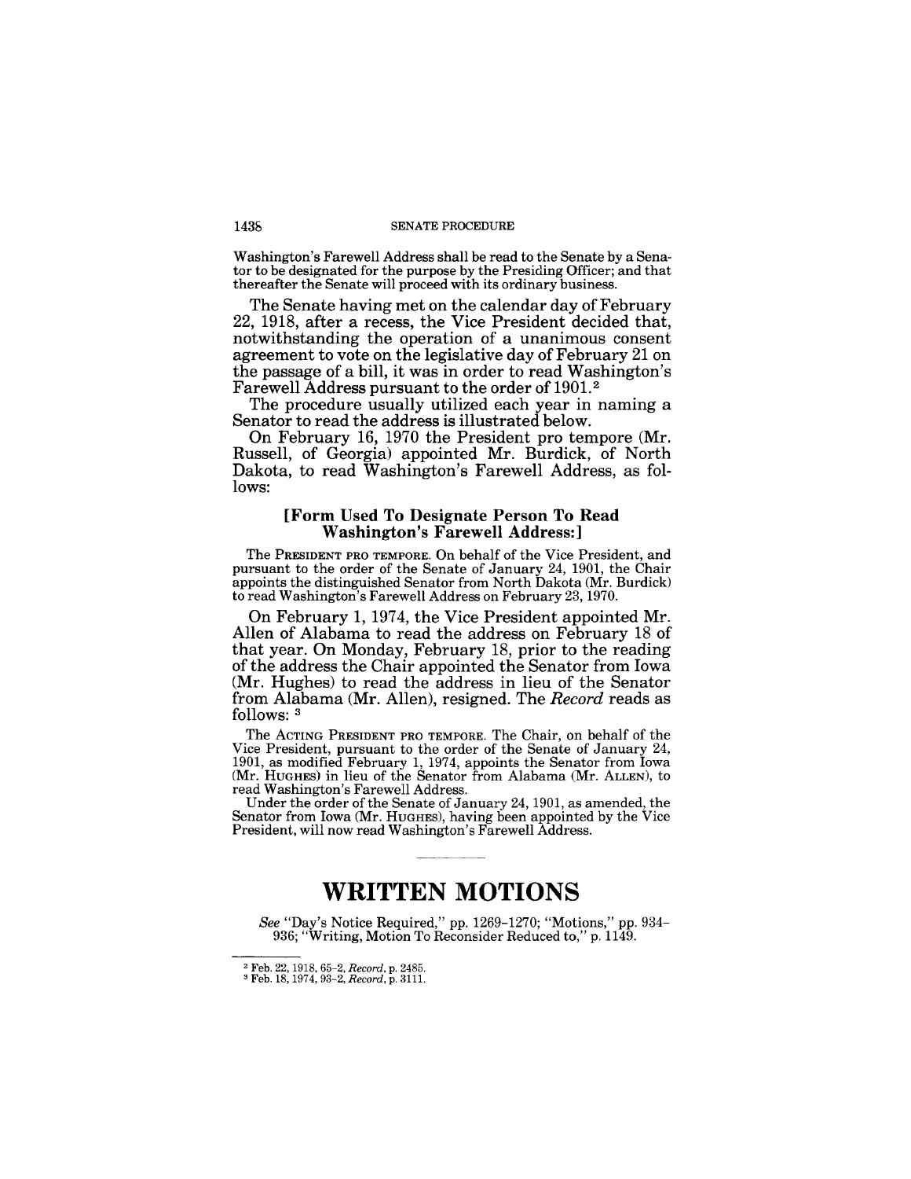Washington's Farewell Address shall be read to the Senate by a Senator to be designated for the purpose by the Presiding Officer; and that thereafter the Senate will proceed with its ordinary business.

The Senate having met on the calendar day of February 22, 1918, after a recess, the Vice President decided that, notwithstanding the operation of a unanimous consent agreement to vote on the legislative day of February 21 on the passage of a bill, it was in order to read Washington's Farewell Address pursuant to the order of 1901.[2]

The procedure usually utilized each year in naming a Senator to read the address is illustrated below.

On February 16, 1970 the President pro tempore (Mr. Russell, of Georgia) appointed Mr. Burdick, of North Dakota, to read Washington's Farewell Address, as follows:

**[Form Used To Designate Person To Read Washington's Farewell Address:]**

The PRESIDENT PRO TEMPORE. On behalf of the Vice President, and pursuant to the order of the Senate of January 24, 1901, the Chair appoints the distinguished Senator from North Dakota (Mr. Burdick) to read Washington's Farewell Address on February 23, 1970.

On February 1, 1974, the Vice President appointed Mr. Allen of Alabama to read the address on February 18 of that year. On Monday, February 18, prior to the reading of the address the Chair appointed the Senator from Iowa (Mr. Hughes) to read the address in lieu of the Senator from Alabama (Mr. Allen), resigned. The *Record* reads as follows: [3]

The ACTING PRESIDENT PRO TEMPORE. The Chair, on behalf of the Vice President, pursuant to the order of the Senate of January 24, 1901, as modified February 1, 1974, appoints the Senator from Iowa (Mr. HUGHES) in lieu of the Senator from Alabama (Mr. ALLEN), to read Washington's Farewell Address.

Under the order of the Senate of January 24, 1901, as amended, the Senator from Iowa (Mr. HUGHES), having been appointed by the Vice President, will now read Washington's Farewell Address.

# WRITTEN MOTIONS

*See* "Day's Notice Required," pp. 1269–1270; "Motions," pp. 934–936; "Writing, Motion To Reconsider Reduced to," p. 1149.

---

[2] Feb. 22, 1918, 65-2, *Record*, p. 2485.

[3] Feb. 18, 1974, 93-2, *Record*, p. 3111.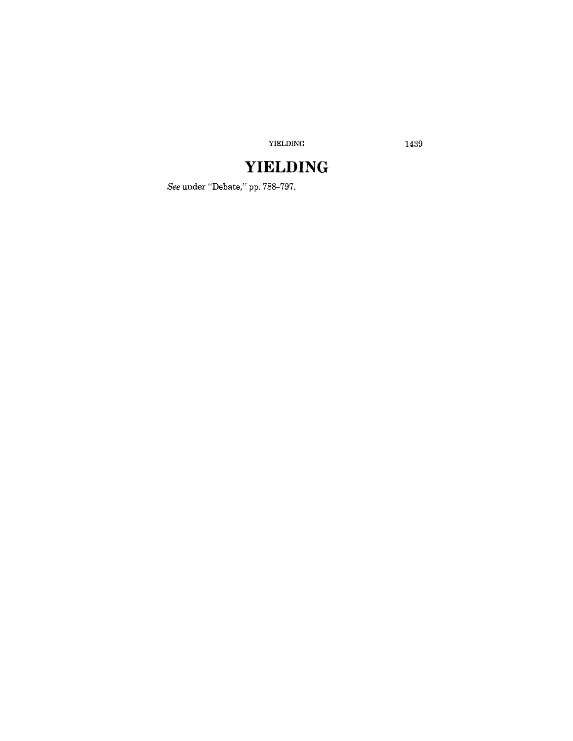# YIELDING

*See* under "Debate," pp. 788–797.